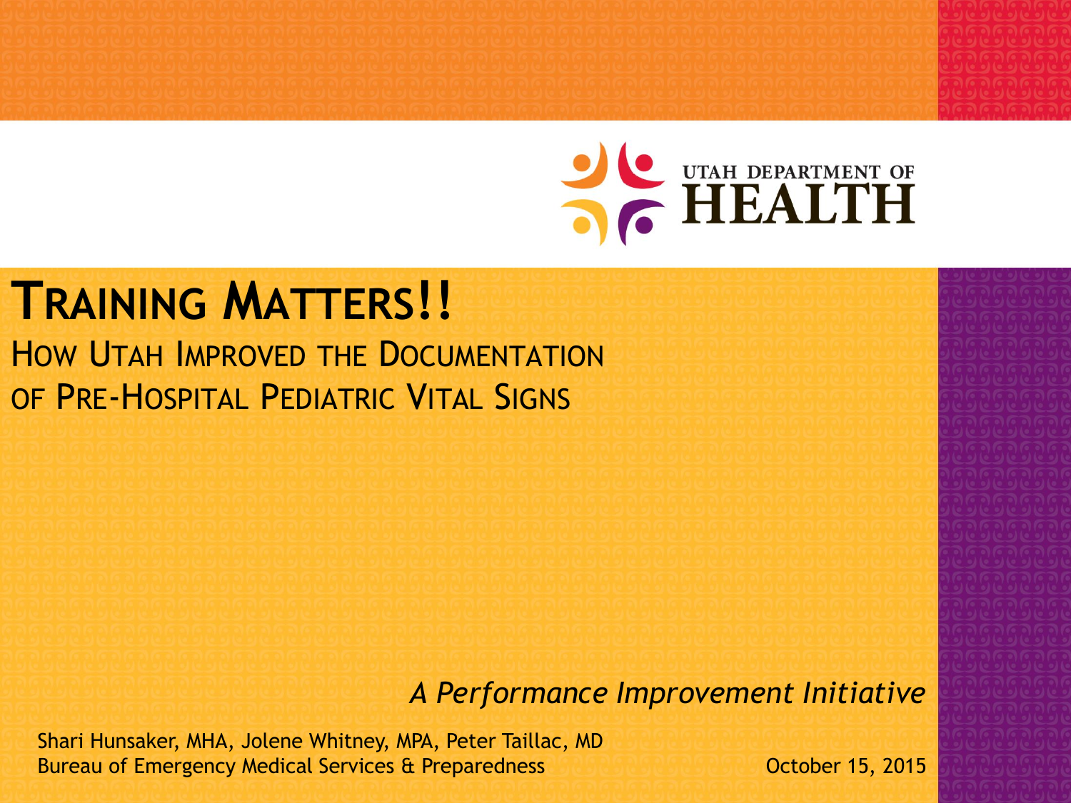UTAH DEPARTMENT OF HEALTH

# Training Matters!!

## How Utah Improved the Documentation of Pre-Hospital Pediatric Vital Signs

*A Performance Improvement Initiative*

Shari Hunsaker, MHA, Jolene Whitney, MPA, Peter Taillac, MD
Bureau of Emergency Medical Services & Preparedness

October 15, 2015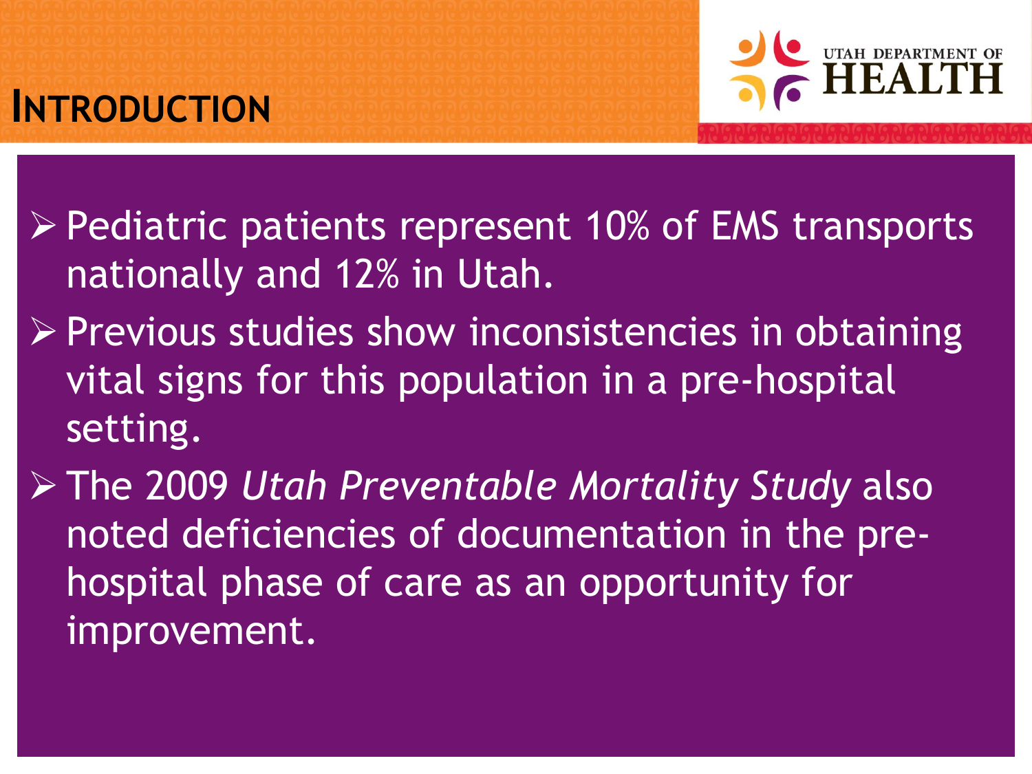# Introduction

- Pediatric patients represent 10% of EMS transports nationally and 12% in Utah.
- Previous studies show inconsistencies in obtaining vital signs for this population in a pre-hospital setting.
- The 2009 *Utah Preventable Mortality Study* also noted deficiencies of documentation in the pre-hospital phase of care as an opportunity for improvement.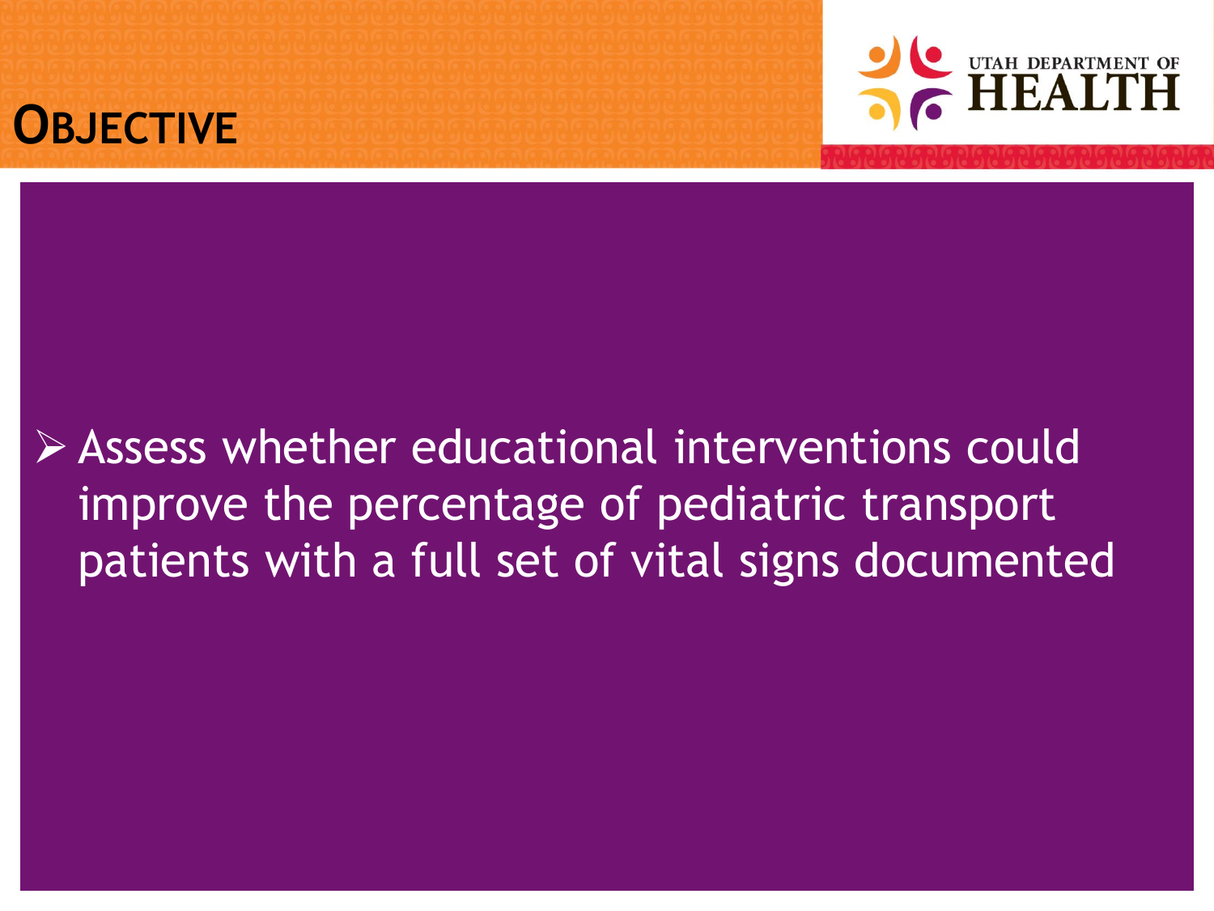# Objective

- Assess whether educational interventions could improve the percentage of pediatric transport patients with a full set of vital signs documented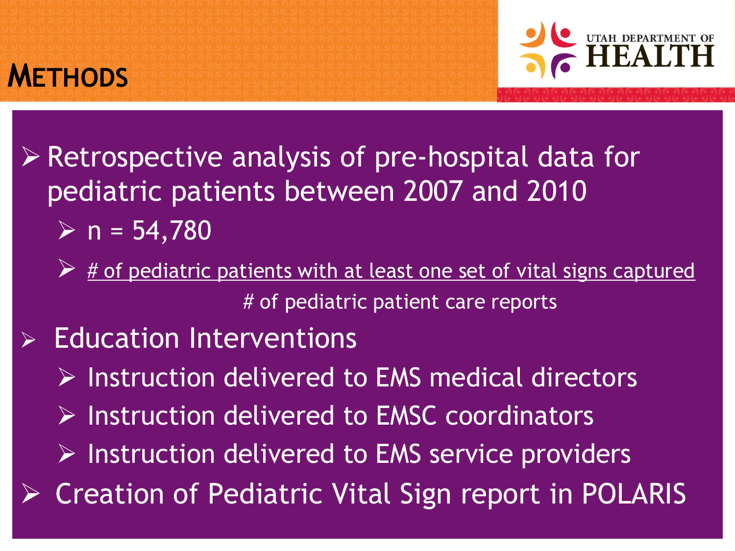# METHODS

- Retrospective analysis of pre-hospital data for pediatric patients between 2007 and 2010
  - n = 54,780
  - $\frac{\text{\# of pediatric patients with at least one set of vital signs captured}}{\text{\# of pediatric patient care reports}}$
- Education Interventions
  - Instruction delivered to EMS medical directors
  - Instruction delivered to EMSC coordinators
  - Instruction delivered to EMS service providers
- Creation of Pediatric Vital Sign report in POLARIS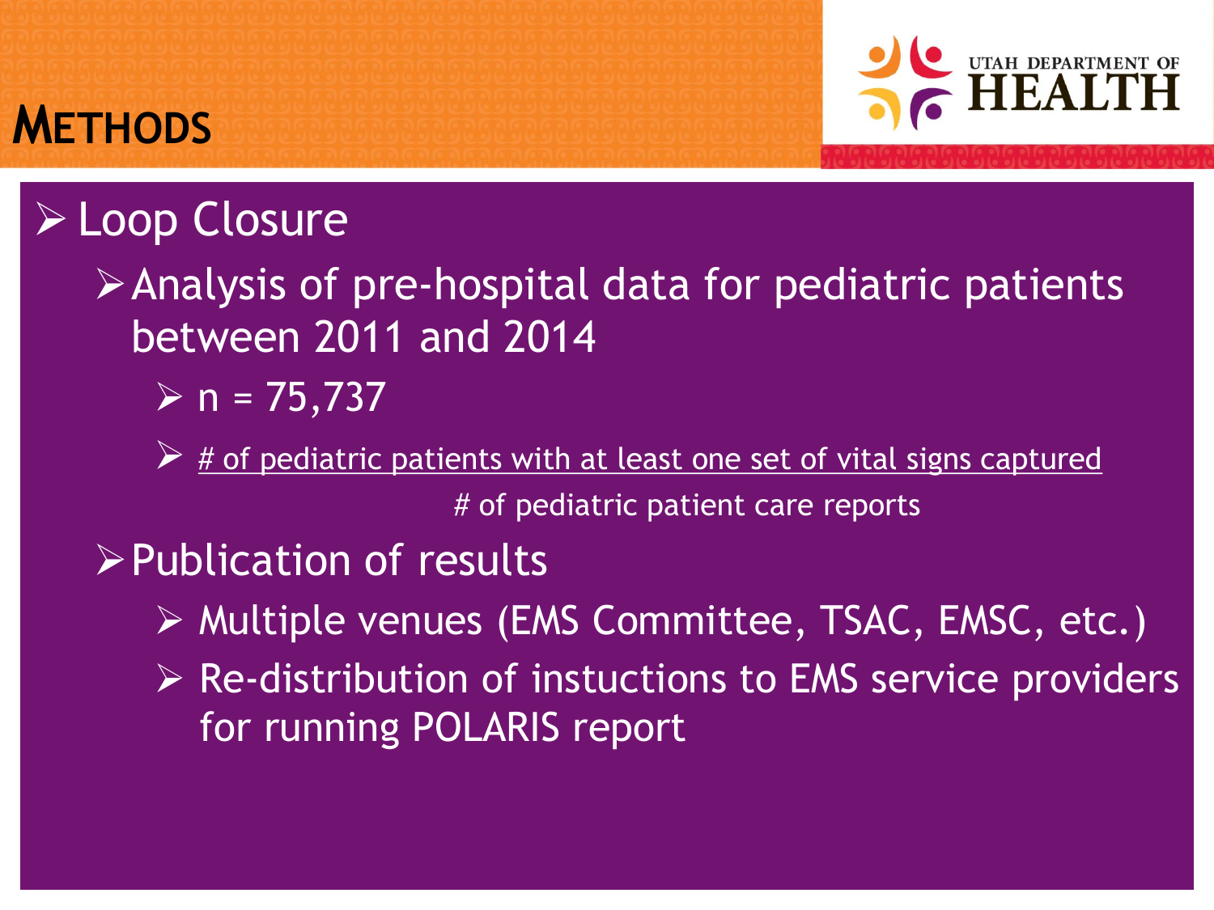# METHODS

- Loop Closure
  - Analysis of pre-hospital data for pediatric patients between 2011 and 2014
    - n = 75,737
    - $\frac{\text{\# of pediatric patients with at least one set of vital signs captured}}{\text{\# of pediatric patient care reports}}$
  - Publication of results
    - Multiple venues (EMS Committee, TSAC, EMSC, etc.)
    - Re-distribution of instuctions to EMS service providers for running POLARIS report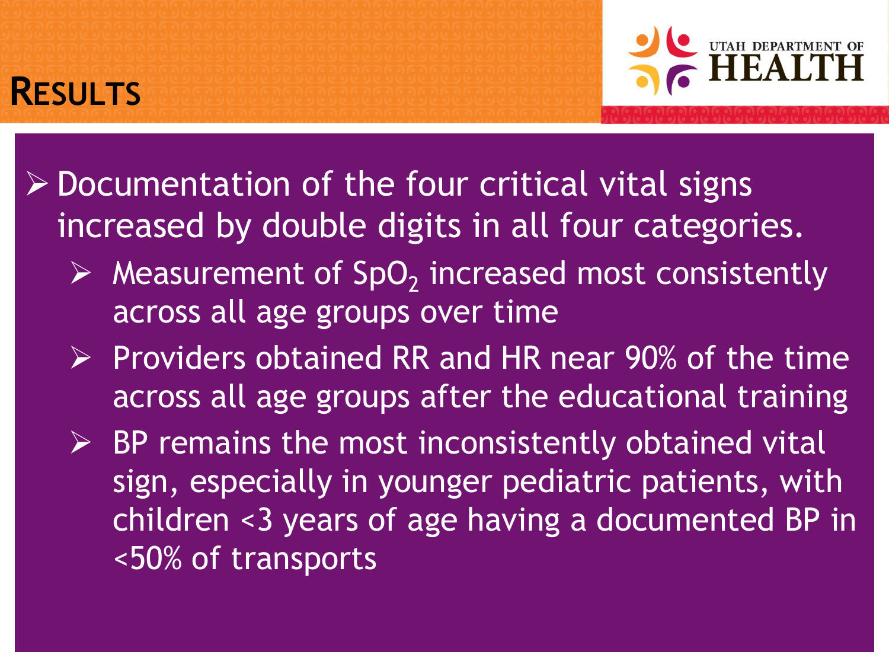# Results

- Documentation of the four critical vital signs increased by double digits in all four categories.
  - Measurement of $SpO_2$ increased most consistently across all age groups over time
  - Providers obtained RR and HR near 90% of the time across all age groups after the educational training
  - BP remains the most inconsistently obtained vital sign, especially in younger pediatric patients, with children <3 years of age having a documented BP in <50% of transports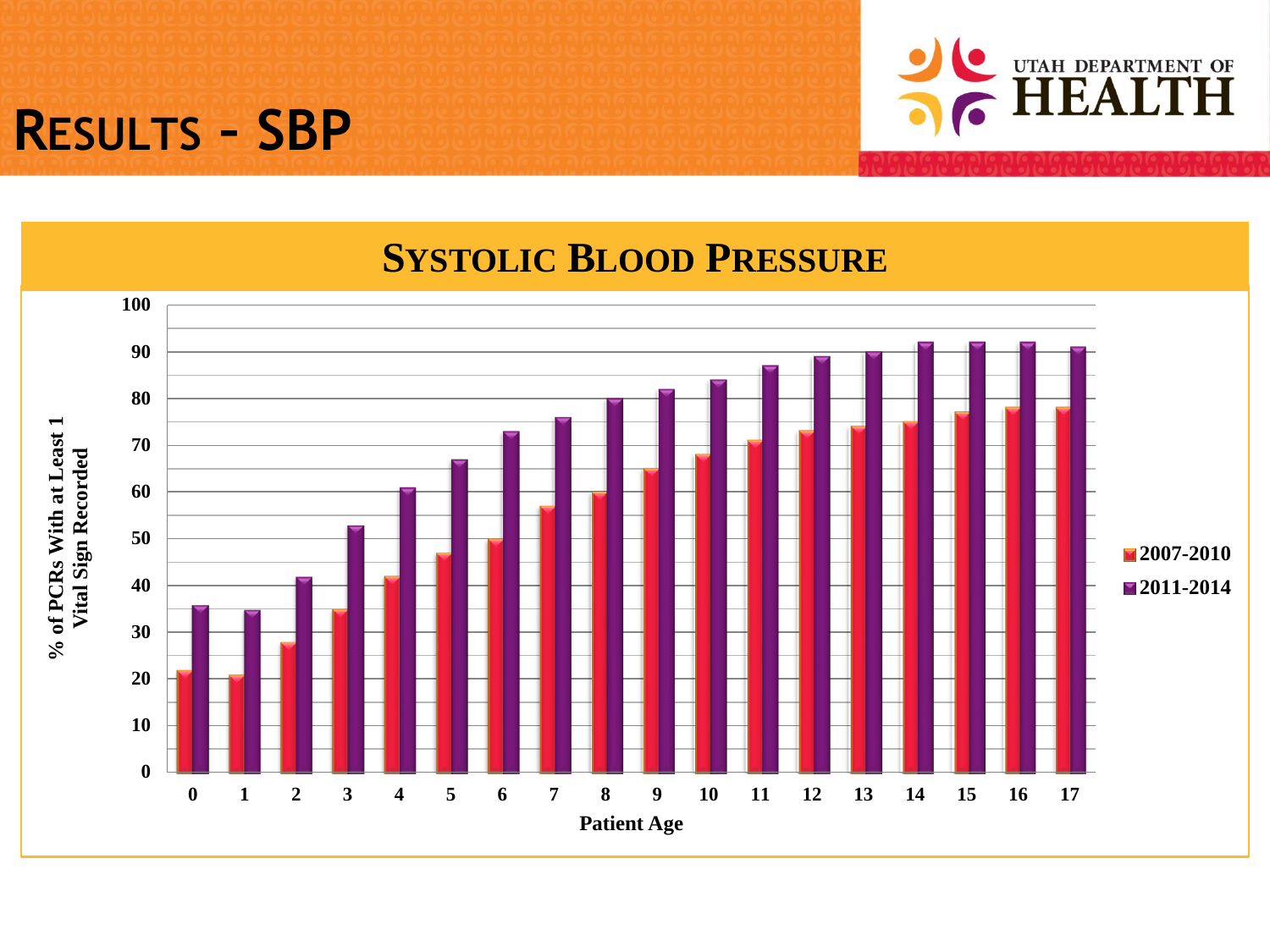# RESULTS – SBP

UTAH DEPARTMENT OF HEALTH

## SYSTOLIC BLOOD PRESSURE

% of PCRs With at Least 1 Vital Sign Recorded

| Patient Age | 2007-2010 | 2011-2014 |
|---|---|---|
| 0 | 22 | 36 |
| 1 | 21 | 35 |
| 2 | 28 | 42 |
| 3 | 35 | 53 |
| 4 | 42 | 61 |
| 5 | 47 | 67 |
| 6 | 50 | 73 |
| 7 | 57 | 76 |
| 8 | 60 | 80 |
| 9 | 65 | 82 |
| 10 | 68 | 84 |
| 11 | 71 | 87 |
| 12 | 73 | 89 |
| 13 | 74 | 90 |
| 14 | 75 | 92 |
| 15 | 77 | 92 |
| 16 | 78 | 92 |
| 17 | 78 | 91 |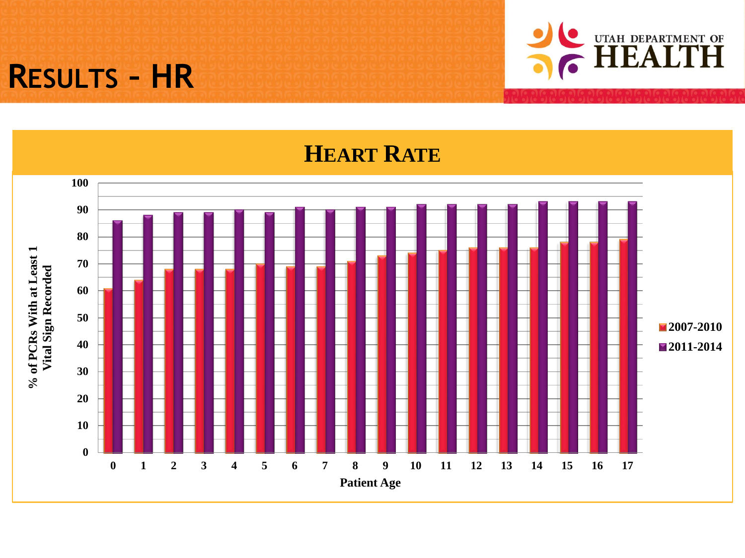# Results – HR

UTAH DEPARTMENT OF HEALTH

## Heart Rate

| Patient Age | 2007-2010 | 2011-2014 |
|---|---|---|
| 0 | 61 | 86 |
| 1 | 64 | 88 |
| 2 | 68 | 89 |
| 3 | 68 | 89 |
| 4 | 68 | 90 |
| 5 | 70 | 89 |
| 6 | 69 | 91 |
| 7 | 69 | 90 |
| 8 | 71 | 91 |
| 9 | 73 | 91 |
| 10 | 74 | 92 |
| 11 | 75 | 92 |
| 12 | 76 | 92 |
| 13 | 76 | 92 |
| 14 | 76 | 93 |
| 15 | 78 | 93 |
| 16 | 78 | 93 |
| 17 | 79 | 93 |

Y-axis: % of PCRs With at Least 1 Vital Sign Recorded

X-axis: Patient Age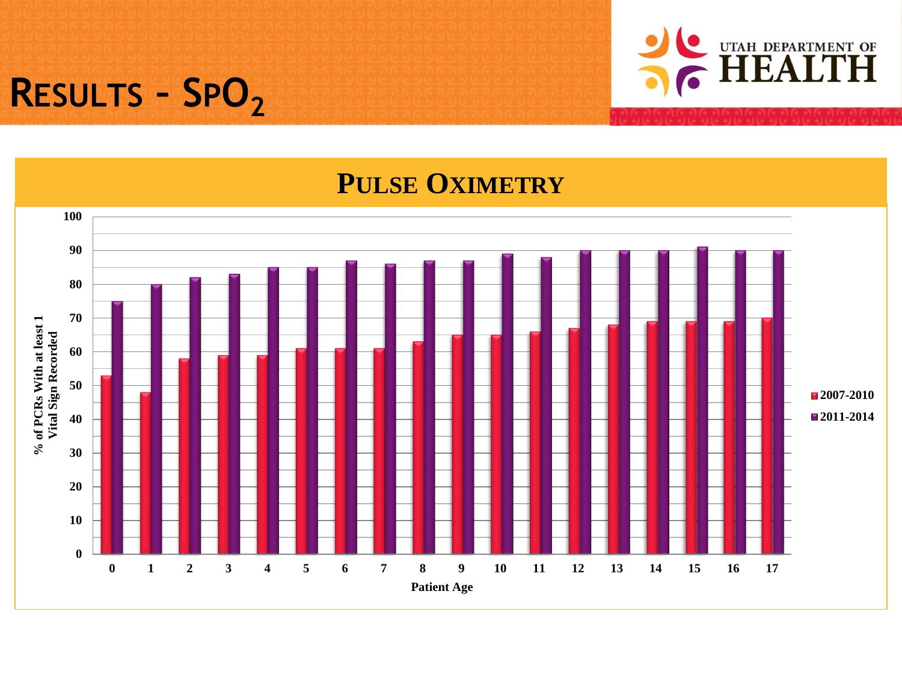# RESULTS – $SpO_2$

## PULSE OXIMETRY

| Patient Age | 2007-2010 | 2011-2014 |
|---|---|---|
| 0 | 53 | 75 |
| 1 | 48 | 80 |
| 2 | 58 | 82 |
| 3 | 59 | 83 |
| 4 | 59 | 85 |
| 5 | 61 | 85 |
| 6 | 61 | 87 |
| 7 | 61 | 86 |
| 8 | 63 | 87 |
| 9 | 65 | 87 |
| 10 | 65 | 89 |
| 11 | 66 | 88 |
| 12 | 67 | 90 |
| 13 | 68 | 90 |
| 14 | 69 | 90 |
| 15 | 69 | 91 |
| 16 | 69 | 90 |
| 17 | 70 | 90 |

Y-axis: % of PCRs With at least 1 Vital Sign Recorded

X-axis: Patient Age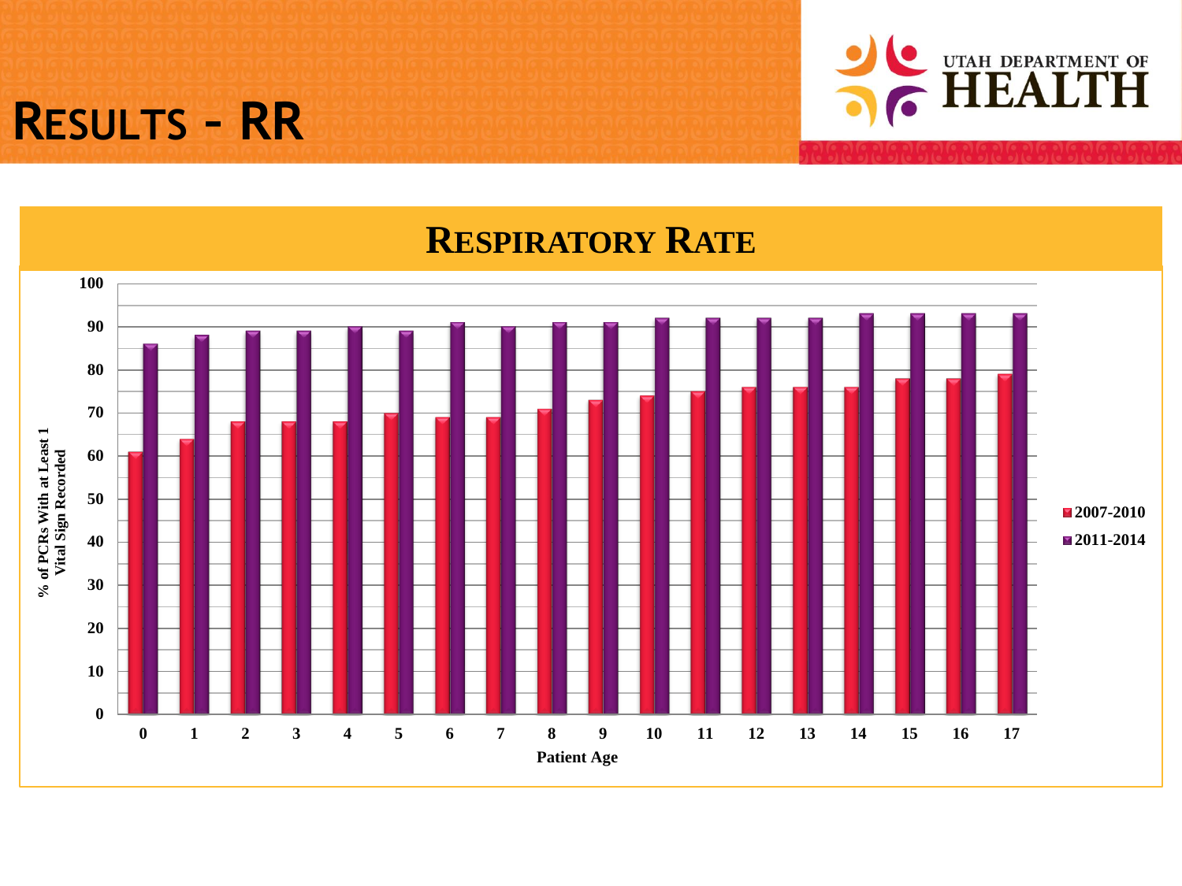# RESULTS – RR

UTAH DEPARTMENT OF HEALTH

## RESPIRATORY RATE

| Patient Age | 2007-2010 | 2011-2014 |
| --- | --- | --- |
| 0 | 61 | 86 |
| 1 | 64 | 88 |
| 2 | 68 | 89 |
| 3 | 68 | 89 |
| 4 | 68 | 90 |
| 5 | 70 | 89 |
| 6 | 69 | 91 |
| 7 | 69 | 90 |
| 8 | 71 | 91 |
| 9 | 73 | 91 |
| 10 | 74 | 92 |
| 11 | 75 | 92 |
| 12 | 76 | 92 |
| 13 | 76 | 92 |
| 14 | 76 | 93 |
| 15 | 78 | 93 |
| 16 | 78 | 93 |
| 17 | 79 | 93 |

Y-axis: % of PCRs With at Least 1 Vital Sign Recorded

X-axis: Patient Age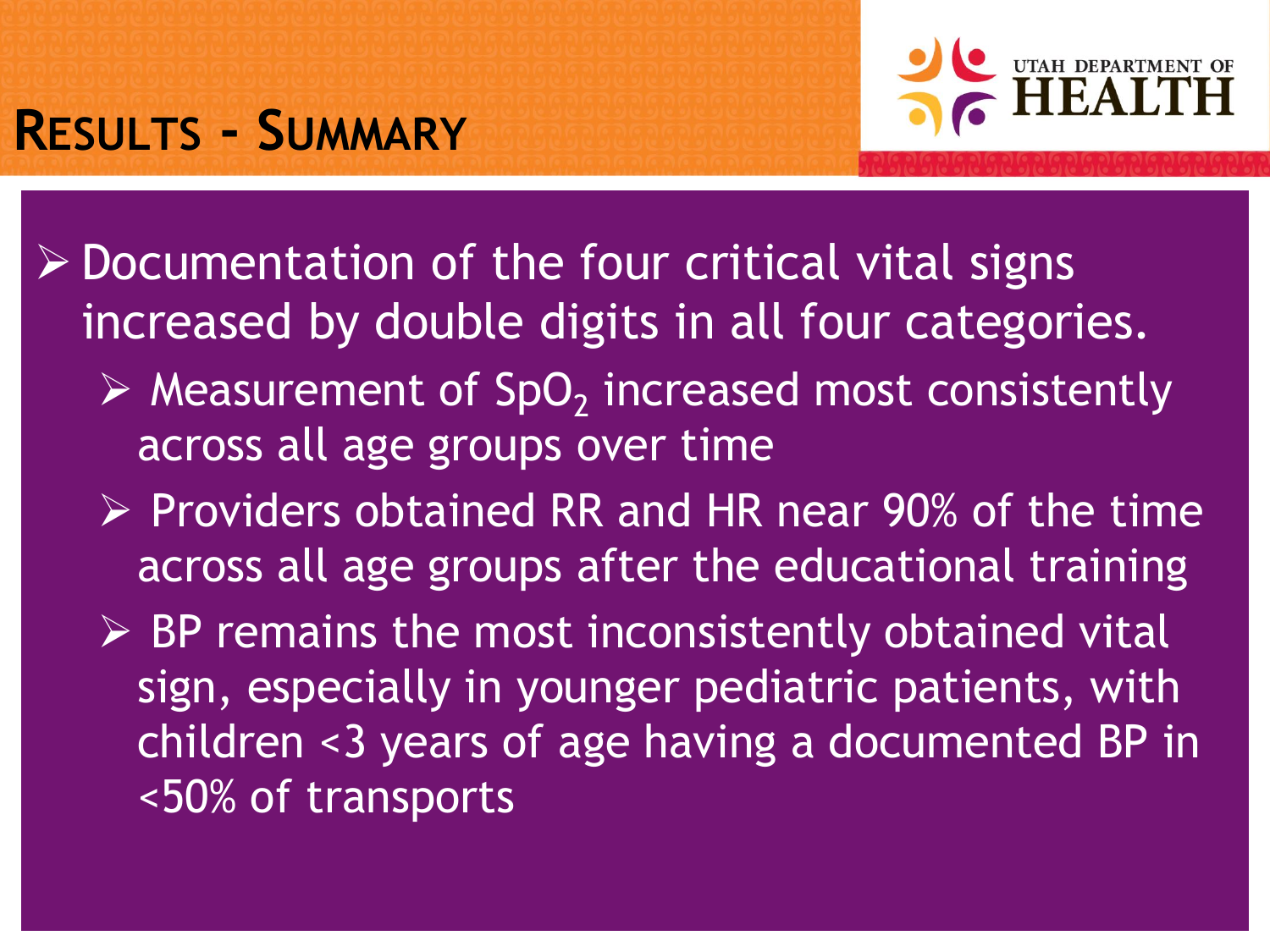# Results - Summary

- Documentation of the four critical vital signs increased by double digits in all four categories.
  - Measurement of $SpO_2$ increased most consistently across all age groups over time
  - Providers obtained RR and HR near 90% of the time across all age groups after the educational training
  - BP remains the most inconsistently obtained vital sign, especially in younger pediatric patients, with children <3 years of age having a documented BP in <50% of transports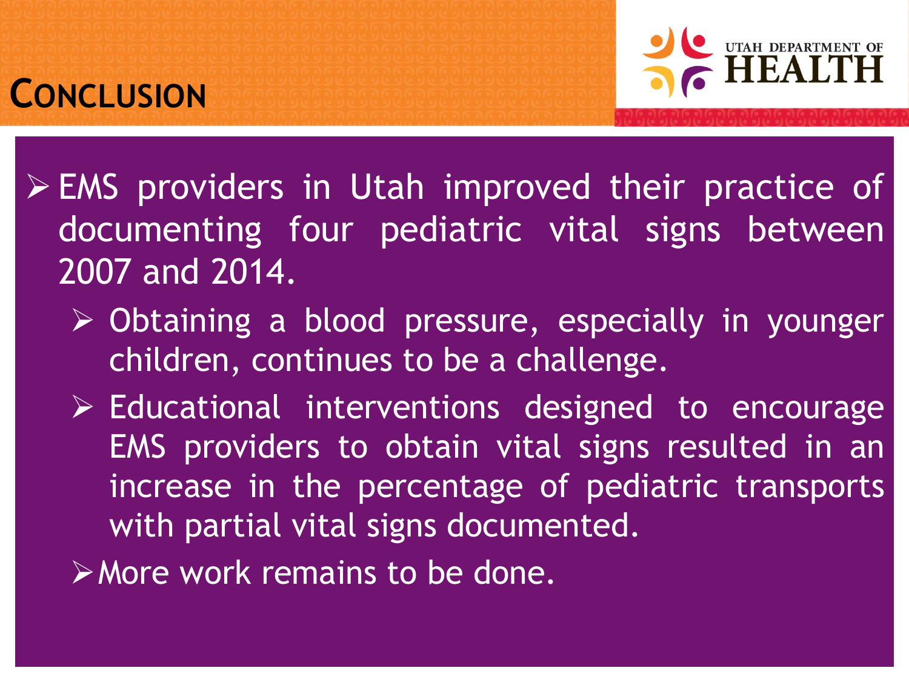# Conclusion

- EMS providers in Utah improved their practice of documenting four pediatric vital signs between 2007 and 2014.
  - Obtaining a blood pressure, especially in younger children, continues to be a challenge.
  - Educational interventions designed to encourage EMS providers to obtain vital signs resulted in an increase in the percentage of pediatric transports with partial vital signs documented.
  - More work remains to be done.